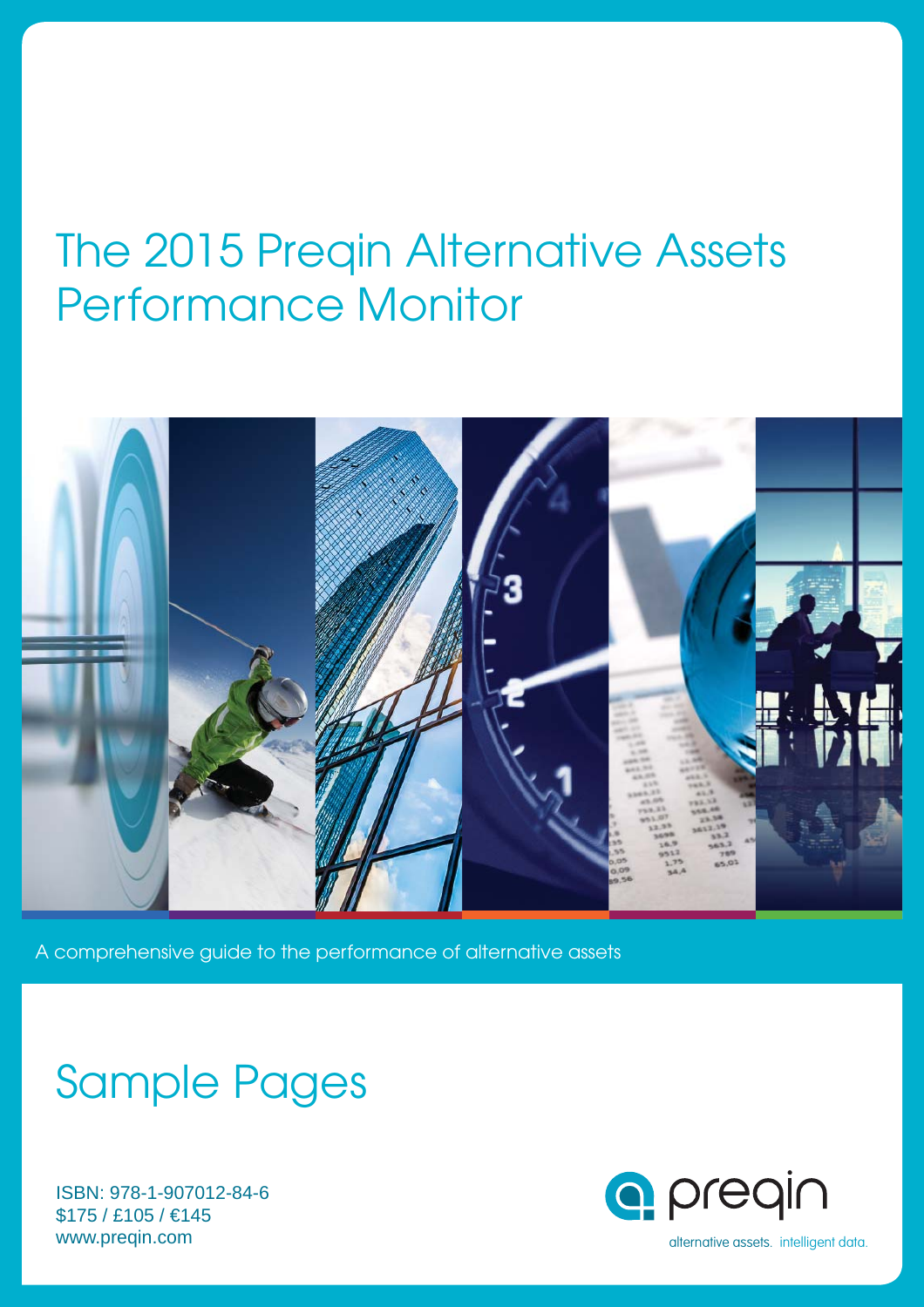# The 2015 Preqin Alternative Assets Performance Monitor

A comprehensive guide to the performance of alternative assets

## Sample Pages

ISBN: 978-1-907012-84-6
$175 / £105 / €145
www.preqin.com

preqin

alternative assets. intelligent data.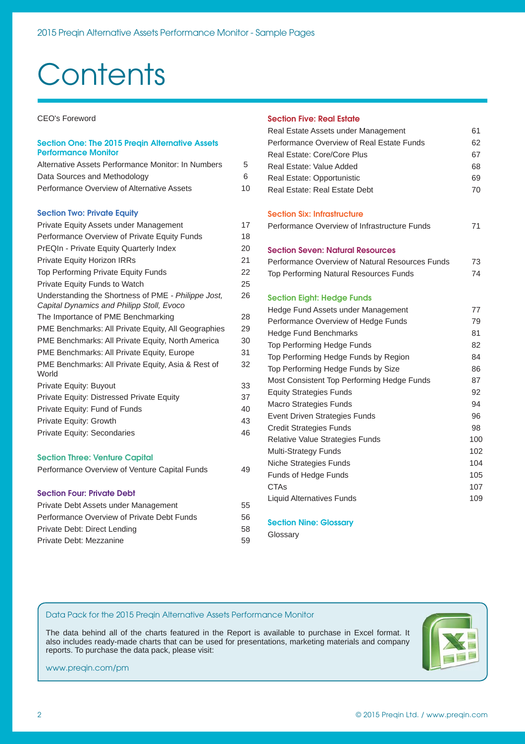# Contents

CEO's Foreword

## Section One: The 2015 Preqin Alternative Assets Performance Monitor

| | |
|---|---|
| Alternative Assets Performance Monitor: In Numbers | 5 |
| Data Sources and Methodology | 6 |
| Performance Overview of Alternative Assets | 10 |

## Section Two: Private Equity

| | |
|---|---|
| Private Equity Assets under Management | 17 |
| Performance Overview of Private Equity Funds | 18 |
| PrEQIn - Private Equity Quarterly Index | 20 |
| Private Equity Horizon IRRs | 21 |
| Top Performing Private Equity Funds | 22 |
| Private Equity Funds to Watch | 25 |
| Understanding the Shortness of PME - *Philippe Jost, Capital Dynamics and Philipp Stoll, Evoco* | 26 |
| The Importance of PME Benchmarking | 28 |
| PME Benchmarks: All Private Equity, All Geographies | 29 |
| PME Benchmarks: All Private Equity, North America | 30 |
| PME Benchmarks: All Private Equity, Europe | 31 |
| PME Benchmarks: All Private Equity, Asia & Rest of World | 32 |
| Private Equity: Buyout | 33 |
| Private Equity: Distressed Private Equity | 37 |
| Private Equity: Fund of Funds | 40 |
| Private Equity: Growth | 43 |
| Private Equity: Secondaries | 46 |

## Section Three: Venture Capital

| | |
|---|---|
| Performance Overview of Venture Capital Funds | 49 |

## Section Four: Private Debt

| | |
|---|---|
| Private Debt Assets under Management | 55 |
| Performance Overview of Private Debt Funds | 56 |
| Private Debt: Direct Lending | 58 |
| Private Debt: Mezzanine | 59 |

## Section Five: Real Estate

| | |
|---|---|
| Real Estate Assets under Management | 61 |
| Performance Overview of Real Estate Funds | 62 |
| Real Estate: Core/Core Plus | 67 |
| Real Estate: Value Added | 68 |
| Real Estate: Opportunistic | 69 |
| Real Estate: Real Estate Debt | 70 |

## Section Six: Infrastructure

| | |
|---|---|
| Performance Overview of Infrastructure Funds | 71 |

## Section Seven: Natural Resources

| | |
|---|---|
| Performance Overview of Natural Resources Funds | 73 |
| Top Performing Natural Resources Funds | 74 |

## Section Eight: Hedge Funds

| | |
|---|---|
| Hedge Fund Assets under Management | 77 |
| Performance Overview of Hedge Funds | 79 |
| Hedge Fund Benchmarks | 81 |
| Top Performing Hedge Funds | 82 |
| Top Performing Hedge Funds by Region | 84 |
| Top Performing Hedge Funds by Size | 86 |
| Most Consistent Top Performing Hedge Funds | 87 |
| Equity Strategies Funds | 92 |
| Macro Strategies Funds | 94 |
| Event Driven Strategies Funds | 96 |
| Credit Strategies Funds | 98 |
| Relative Value Strategies Funds | 100 |
| Multi-Strategy Funds | 102 |
| Niche Strategies Funds | 104 |
| Funds of Hedge Funds | 105 |
| CTAs | 107 |
| Liquid Alternatives Funds | 109 |

## Section Nine: Glossary

Glossary

---

**Data Pack for the 2015 Preqin Alternative Assets Performance Monitor**

The data behind all of the charts featured in the Report is available to purchase in Excel format. It also includes ready-made charts that can be used for presentations, marketing materials and company reports. To purchase the data pack, please visit:

www.preqin.com/pm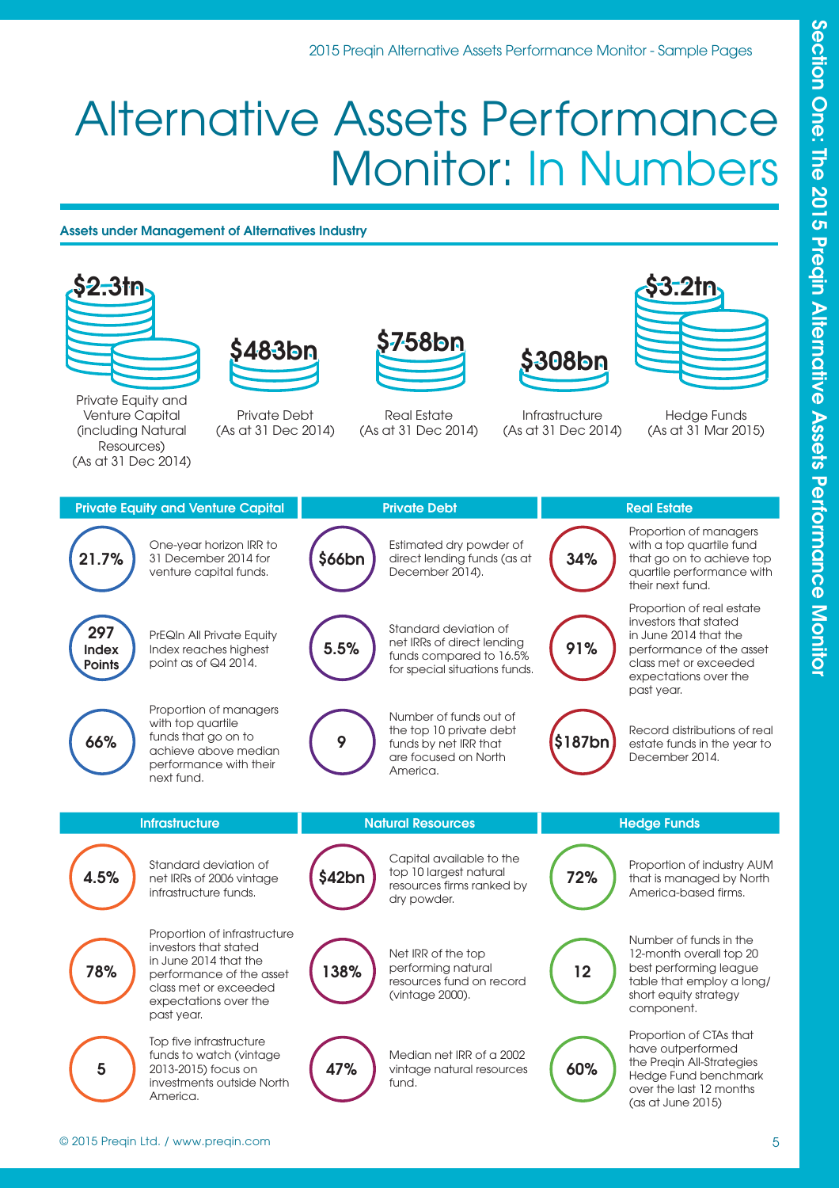# Alternative Assets Performance Monitor: In Numbers

## Assets under Management of Alternatives Industry

**$2.3tn**
Private Equity and Venture Capital (including Natural Resources) (As at 31 Dec 2014)

**$483bn**
Private Debt (As at 31 Dec 2014)

**$758bn**
Real Estate (As at 31 Dec 2014)

**$308bn**
Infrastructure (As at 31 Dec 2014)

**$3.2tn**
Hedge Funds (As at 31 Mar 2015)

### Private Equity and Venture Capital

**21.7%** – One-year horizon IRR to 31 December 2014 for venture capital funds.

**297 Index Points** – PrEQIn All Private Equity Index reaches highest point as of Q4 2014.

**66%** – Proportion of managers with top quartile funds that go on to achieve above median performance with their next fund.

### Private Debt

**$66bn** – Estimated dry powder of direct lending funds (as at December 2014).

**5.5%** – Standard deviation of net IRRs of direct lending funds compared to 16.5% for special situations funds.

**9** – Number of funds out of the top 10 private debt funds by net IRR that are focused on North America.

### Real Estate

**34%** – Proportion of managers with a top quartile fund that go on to achieve top quartile performance with their next fund.

**91%** – Proportion of real estate investors that stated in June 2014 that the performance of the asset class met or exceeded expectations over the past year.

**$187bn** – Record distributions of real estate funds in the year to December 2014.

### Infrastructure

**4.5%** – Standard deviation of net IRRs of 2006 vintage infrastructure funds.

**78%** – Proportion of infrastructure investors that stated in June 2014 that the performance of the asset class met or exceeded expectations over the past year.

**5** – Top five infrastructure funds to watch (vintage 2013-2015) focus on investments outside North America.

### Natural Resources

**$42bn** – Capital available to the top 10 largest natural resources firms ranked by dry powder.

**138%** – Net IRR of the top performing natural resources fund on record (vintage 2000).

**47%** – Median net IRR of a 2002 vintage natural resources fund.

### Hedge Funds

**72%** – Proportion of industry AUM that is managed by North America-based firms.

**12** – Number of funds in the 12-month overall top 20 best performing league table that employ a long/short equity strategy component.

**60%** – Proportion of CTAs that have outperformed the Preqin All-Strategies Hedge Fund benchmark over the last 12 months (as at June 2015)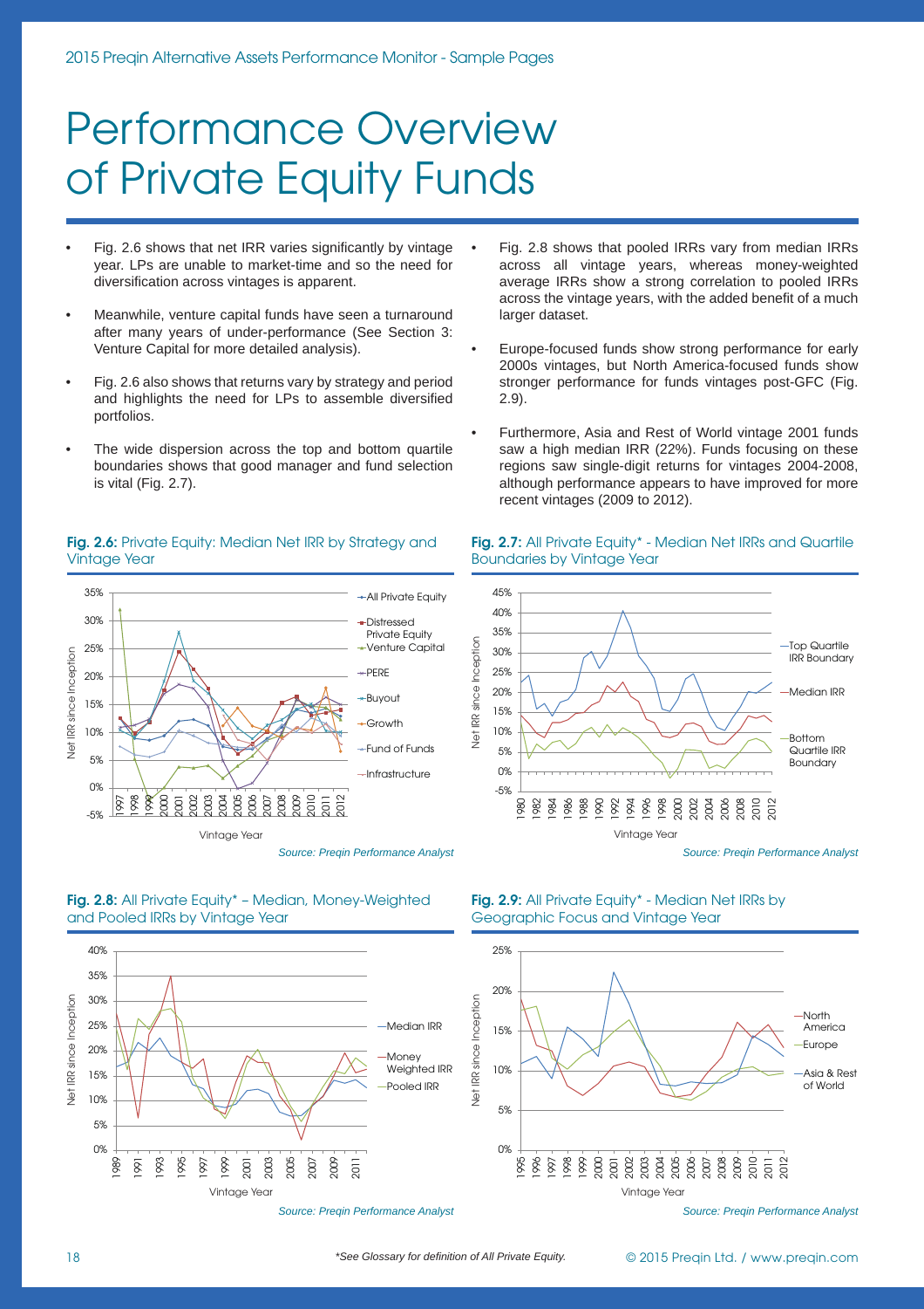# Performance Overview of Private Equity Funds

- Fig. 2.6 shows that net IRR varies significantly by vintage year. LPs are unable to market-time and so the need for diversification across vintages is apparent.
- Meanwhile, venture capital funds have seen a turnaround after many years of under-performance (See Section 3: Venture Capital for more detailed analysis).
- Fig. 2.6 also shows that returns vary by strategy and period and highlights the need for LPs to assemble diversified portfolios.
- The wide dispersion across the top and bottom quartile boundaries shows that good manager and fund selection is vital (Fig. 2.7).
- Fig. 2.8 shows that pooled IRRs vary from median IRRs across all vintage years, whereas money-weighted average IRRs show a strong correlation to pooled IRRs across the vintage years, with the added benefit of a much larger dataset.
- Europe-focused funds show strong performance for early 2000s vintages, but North America-focused funds show stronger performance for funds vintages post-GFC (Fig. 2.9).
- Furthermore, Asia and Rest of World vintage 2001 funds saw a high median IRR (22%). Funds focusing on these regions saw single-digit returns for vintages 2004-2008, although performance appears to have improved for more recent vintages (2009 to 2012).

**Fig. 2.6:** Private Equity: Median Net IRR by Strategy and Vintage Year

*Source: Preqin Performance Analyst*

**Fig. 2.7:** All Private Equity* - Median Net IRRs and Quartile Boundaries by Vintage Year

*Source: Preqin Performance Analyst*

**Fig. 2.8:** All Private Equity* – Median, Money-Weighted and Pooled IRRs by Vintage Year

*Source: Preqin Performance Analyst*

**Fig. 2.9:** All Private Equity* - Median Net IRRs by Geographic Focus and Vintage Year

*Source: Preqin Performance Analyst*

*\*See Glossary for definition of All Private Equity.*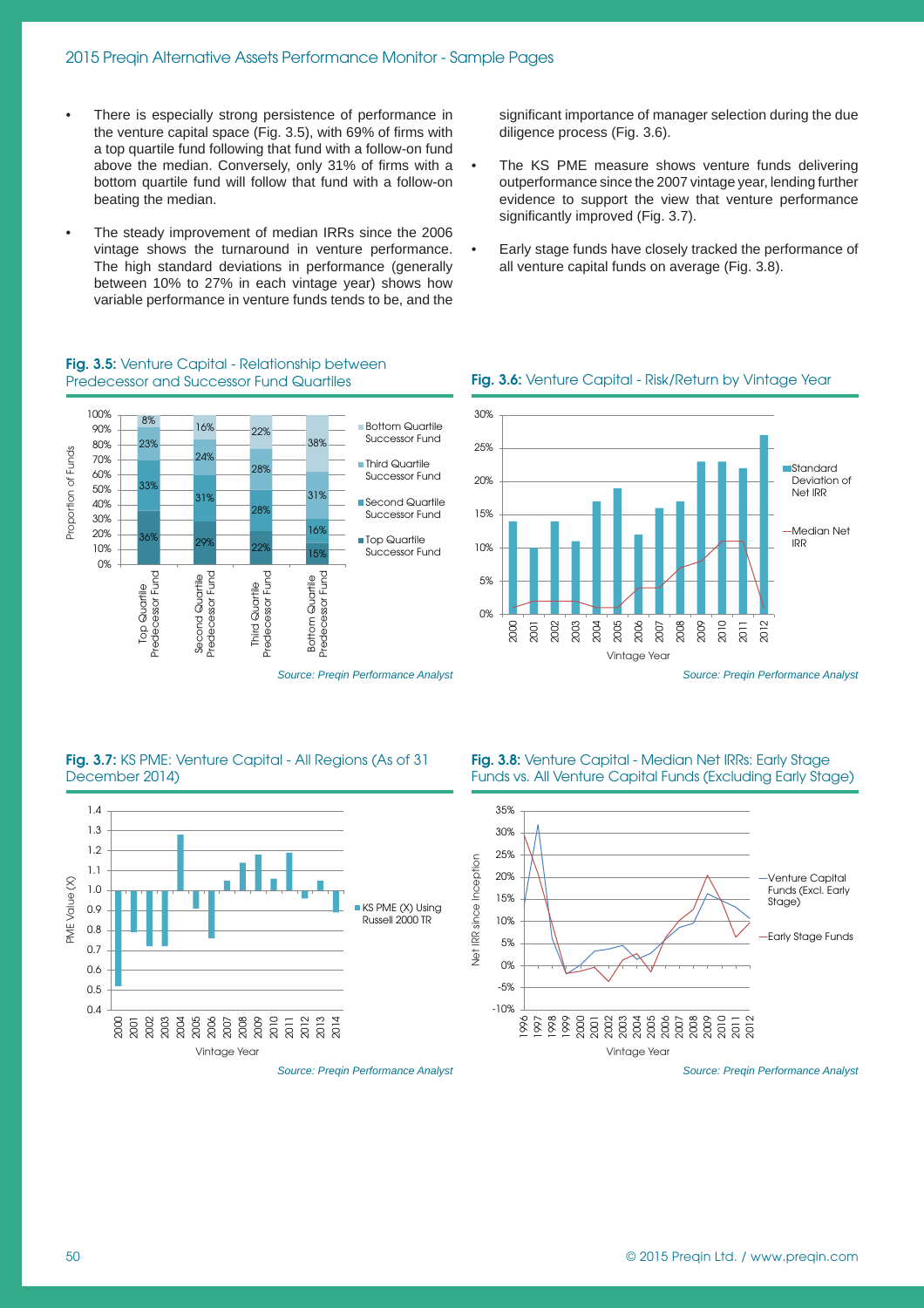- There is especially strong persistence of performance in the venture capital space (Fig. 3.5), with 69% of firms with a top quartile fund following that fund with a follow-on fund above the median. Conversely, only 31% of firms with a bottom quartile fund will follow that fund with a follow-on beating the median.
- The steady improvement of median IRRs since the 2006 vintage shows the turnaround in venture performance. The high standard deviations in performance (generally between 10% to 27% in each vintage year) shows how variable performance in venture funds tends to be, and the significant importance of manager selection during the due diligence process (Fig. 3.6).
- The KS PME measure shows venture funds delivering outperformance since the 2007 vintage year, lending further evidence to support the view that venture performance significantly improved (Fig. 3.7).
- Early stage funds have closely tracked the performance of all venture capital funds on average (Fig. 3.8).

**Fig. 3.5:** Venture Capital - Relationship between Predecessor and Successor Fund Quartiles

| Proportion of Funds | Top Quartile Predecessor Fund | Second Quartile Predecessor Fund | Third Quartile Predecessor Fund | Bottom Quartile Predecessor Fund |
|---|---|---|---|---|
| Bottom Quartile Successor Fund | 8% | 16% | 22% | 38% |
| Third Quartile Successor Fund | 23% | 24% | 28% | 31% |
| Second Quartile Successor Fund | 33% | 31% | 28% | 16% |
| Top Quartile Successor Fund | 36% | 29% | 22% | 15% |

*Source: Preqin Performance Analyst*

**Fig. 3.6:** Venture Capital - Risk/Return by Vintage Year

*Source: Preqin Performance Analyst*

**Fig. 3.7:** KS PME: Venture Capital - All Regions (As of 31 December 2014)

*Source: Preqin Performance Analyst*

**Fig. 3.8:** Venture Capital - Median Net IRRs: Early Stage Funds vs. All Venture Capital Funds (Excluding Early Stage)

*Source: Preqin Performance Analyst*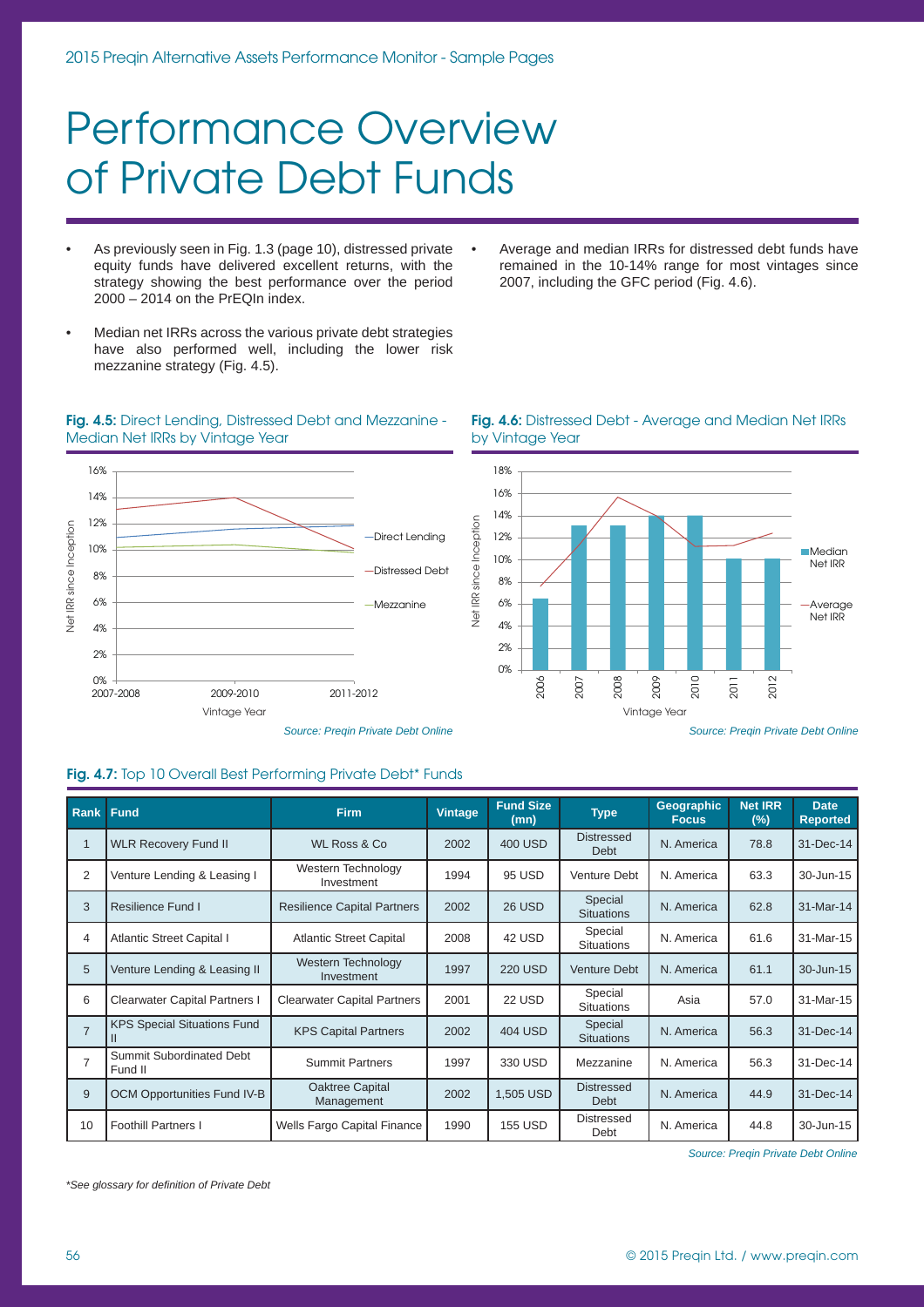# Performance Overview of Private Debt Funds

- As previously seen in Fig. 1.3 (page 10), distressed private equity funds have delivered excellent returns, with the strategy showing the best performance over the period 2000 – 2014 on the PrEQIn index.
- Median net IRRs across the various private debt strategies have also performed well, including the lower risk mezzanine strategy (Fig. 4.5).
- Average and median IRRs for distressed debt funds have remained in the 10-14% range for most vintages since 2007, including the GFC period (Fig. 4.6).

**Fig. 4.5:** Direct Lending, Distressed Debt and Mezzanine - Median Net IRRs by Vintage Year

*Source: Preqin Private Debt Online*

**Fig. 4.6:** Distressed Debt - Average and Median Net IRRs by Vintage Year

*Source: Preqin Private Debt Online*

**Fig. 4.7:** Top 10 Overall Best Performing Private Debt* Funds

| Rank | Fund | Firm | Vintage | Fund Size (mn) | Type | Geographic Focus | Net IRR (%) | Date Reported |
|---|---|---|---|---|---|---|---|---|
| 1 | WLR Recovery Fund II | WL Ross & Co | 2002 | 400 USD | Distressed Debt | N. America | 78.8 | 31-Dec-14 |
| 2 | Venture Lending & Leasing I | Western Technology Investment | 1994 | 95 USD | Venture Debt | N. America | 63.3 | 30-Jun-15 |
| 3 | Resilience Fund I | Resilience Capital Partners | 2002 | 26 USD | Special Situations | N. America | 62.8 | 31-Mar-14 |
| 4 | Atlantic Street Capital I | Atlantic Street Capital | 2008 | 42 USD | Special Situations | N. America | 61.6 | 31-Mar-15 |
| 5 | Venture Lending & Leasing II | Western Technology Investment | 1997 | 220 USD | Venture Debt | N. America | 61.1 | 30-Jun-15 |
| 6 | Clearwater Capital Partners I | Clearwater Capital Partners | 2001 | 22 USD | Special Situations | Asia | 57.0 | 31-Mar-15 |
| 7 | KPS Special Situations Fund II | KPS Capital Partners | 2002 | 404 USD | Special Situations | N. America | 56.3 | 31-Dec-14 |
| 7 | Summit Subordinated Debt Fund II | Summit Partners | 1997 | 330 USD | Mezzanine | N. America | 56.3 | 31-Dec-14 |
| 9 | OCM Opportunities Fund IV-B | Oaktree Capital Management | 2002 | 1,505 USD | Distressed Debt | N. America | 44.9 | 31-Dec-14 |
| 10 | Foothill Partners I | Wells Fargo Capital Finance | 1990 | 155 USD | Distressed Debt | N. America | 44.8 | 30-Jun-15 |

*Source: Preqin Private Debt Online*

*\*See glossary for definition of Private Debt*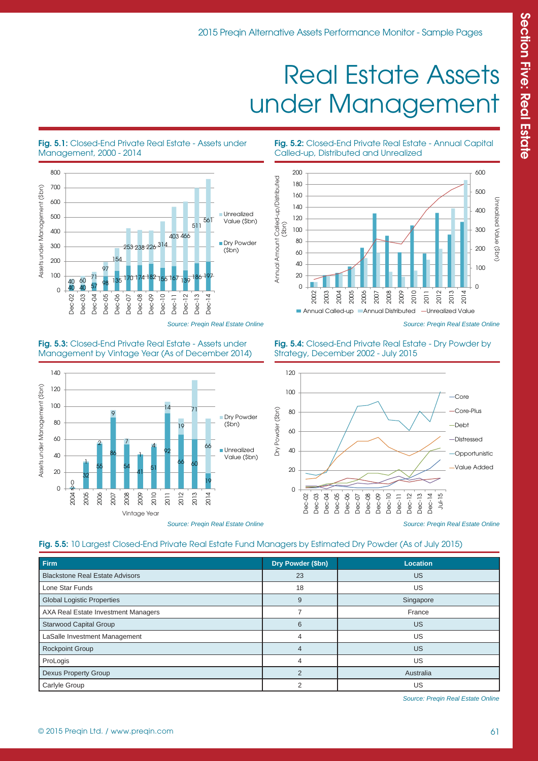# Real Estate Assets under Management

**Fig. 5.1:** Closed-End Private Real Estate - Assets under Management, 2000 - 2014

| | Dry Powder ($bn) | Unrealized Value ($bn) |
|---|---|---|
| Dec-02 | 40 | 40 |
| Dec-03 | 40 | 60 |
| Dec-04 | 57 | 71 |
| Dec-05 | 98 | 97 |
| Dec-06 | 135 | 154 |
| Dec-07 | 170 | 253 |
| Dec-08 | 174 | 238 |
| Dec-09 | 182 | 226 |
| Dec-10 | 156 | 314 |
| Dec-11 | 167 | 403 |
| Dec-12 | 139 | 466 |
| Dec-13 | 186 | 511 |
| Dec-14 | 197 | 561 |

*Source: Preqin Real Estate Online*

**Fig. 5.2:** Closed-End Private Real Estate - Annual Capital Called-up, Distributed and Unrealized

*Source: Preqin Real Estate Online*

**Fig. 5.3:** Closed-End Private Real Estate - Assets under Management by Vintage Year (As of December 2014)

| Vintage Year | Unrealized Value ($bn) | Dry Powder ($bn) |
|---|---|---|
| 2004 | 2 | 0 |
| 2005 | 32 | 1 |
| 2006 | 55 | 2 |
| 2007 | 86 | 9 |
| 2008 | 54 | 7 |
| 2009 | 41 | 1 |
| 2010 | 51 | 4 |
| 2011 | 92 | 14 |
| 2012 | 66 | 19 |
| 2013 | 60 | 71 |
| 2014 | 19 | 66 |

*Source: Preqin Real Estate Online*

**Fig. 5.4:** Closed-End Private Real Estate - Dry Powder by Strategy, December 2002 - July 2015

*Source: Preqin Real Estate Online*

**Fig. 5.5:** 10 Largest Closed-End Private Real Estate Fund Managers by Estimated Dry Powder (As of July 2015)

| Firm | Dry Powder ($bn) | Location |
|---|---|---|
| Blackstone Real Estate Advisors | 23 | US |
| Lone Star Funds | 18 | US |
| Global Logistic Properties | 9 | Singapore |
| AXA Real Estate Investment Managers | 7 | France |
| Starwood Capital Group | 6 | US |
| LaSalle Investment Management | 4 | US |
| Rockpoint Group | 4 | US |
| ProLogis | 4 | US |
| Dexus Property Group | 2 | Australia |
| Carlyle Group | 2 | US |

*Source: Preqin Real Estate Online*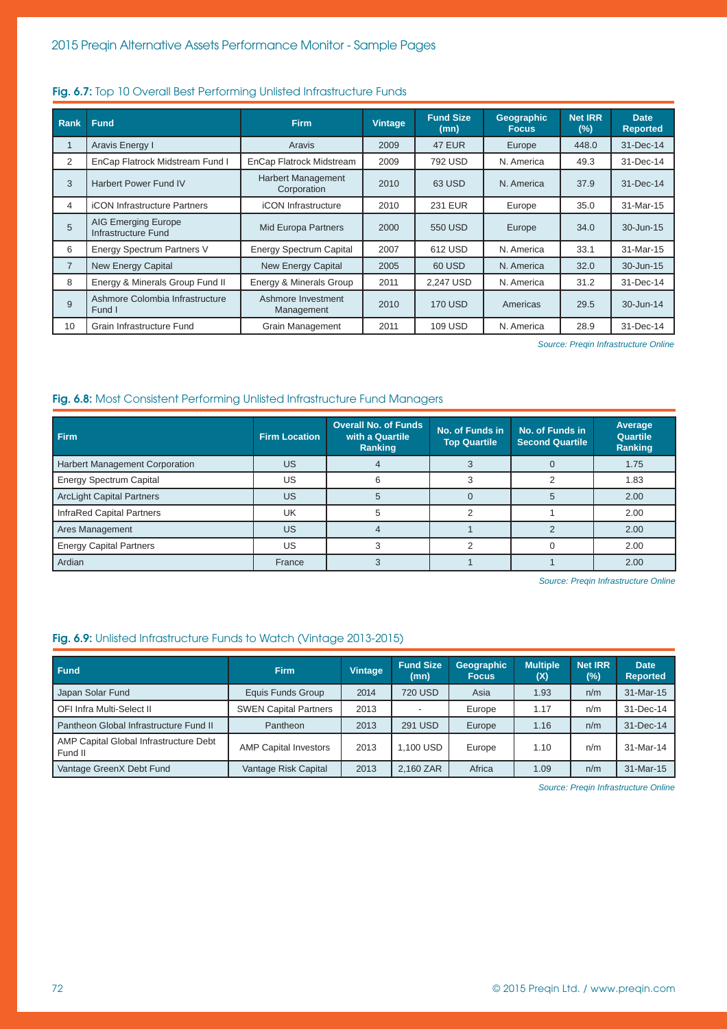**Fig. 6.7:** Top 10 Overall Best Performing Unlisted Infrastructure Funds

| Rank | Fund | Firm | Vintage | Fund Size (mn) | Geographic Focus | Net IRR (%) | Date Reported |
|---|---|---|---|---|---|---|---|
| 1 | Aravis Energy I | Aravis | 2009 | 47 EUR | Europe | 448.0 | 31-Dec-14 |
| 2 | EnCap Flatrock Midstream Fund I | EnCap Flatrock Midstream | 2009 | 792 USD | N. America | 49.3 | 31-Dec-14 |
| 3 | Harbert Power Fund IV | Harbert Management Corporation | 2010 | 63 USD | N. America | 37.9 | 31-Dec-14 |
| 4 | iCON Infrastructure Partners | iCON Infrastructure | 2010 | 231 EUR | Europe | 35.0 | 31-Mar-15 |
| 5 | AIG Emerging Europe Infrastructure Fund | Mid Europa Partners | 2000 | 550 USD | Europe | 34.0 | 30-Jun-15 |
| 6 | Energy Spectrum Partners V | Energy Spectrum Capital | 2007 | 612 USD | N. America | 33.1 | 31-Mar-15 |
| 7 | New Energy Capital | New Energy Capital | 2005 | 60 USD | N. America | 32.0 | 30-Jun-15 |
| 8 | Energy & Minerals Group Fund II | Energy & Minerals Group | 2011 | 2,247 USD | N. America | 31.2 | 31-Dec-14 |
| 9 | Ashmore Colombia Infrastructure Fund I | Ashmore Investment Management | 2010 | 170 USD | Americas | 29.5 | 30-Jun-14 |
| 10 | Grain Infrastructure Fund | Grain Management | 2011 | 109 USD | N. America | 28.9 | 31-Dec-14 |

*Source: Preqin Infrastructure Online*

**Fig. 6.8:** Most Consistent Performing Unlisted Infrastructure Fund Managers

| Firm | Firm Location | Overall No. of Funds with a Quartile Ranking | No. of Funds in Top Quartile | No. of Funds in Second Quartile | Average Quartile Ranking |
|---|---|---|---|---|---|
| Harbert Management Corporation | US | 4 | 3 | 0 | 1.75 |
| Energy Spectrum Capital | US | 6 | 3 | 2 | 1.83 |
| ArcLight Capital Partners | US | 5 | 0 | 5 | 2.00 |
| InfraRed Capital Partners | UK | 5 | 2 | 1 | 2.00 |
| Ares Management | US | 4 | 1 | 2 | 2.00 |
| Energy Capital Partners | US | 3 | 2 | 0 | 2.00 |
| Ardian | France | 3 | 1 | 1 | 2.00 |

*Source: Preqin Infrastructure Online*

**Fig. 6.9:** Unlisted Infrastructure Funds to Watch (Vintage 2013-2015)

| Fund | Firm | Vintage | Fund Size (mn) | Geographic Focus | Multiple (X) | Net IRR (%) | Date Reported |
|---|---|---|---|---|---|---|---|
| Japan Solar Fund | Equis Funds Group | 2014 | 720 USD | Asia | 1.93 | n/m | 31-Mar-15 |
| OFI Infra Multi-Select II | SWEN Capital Partners | 2013 | - | Europe | 1.17 | n/m | 31-Dec-14 |
| Pantheon Global Infrastructure Fund II | Pantheon | 2013 | 291 USD | Europe | 1.16 | n/m | 31-Dec-14 |
| AMP Capital Global Infrastructure Debt Fund II | AMP Capital Investors | 2013 | 1,100 USD | Europe | 1.10 | n/m | 31-Mar-14 |
| Vantage GreenX Debt Fund | Vantage Risk Capital | 2013 | 2,160 ZAR | Africa | 1.09 | n/m | 31-Mar-15 |

*Source: Preqin Infrastructure Online*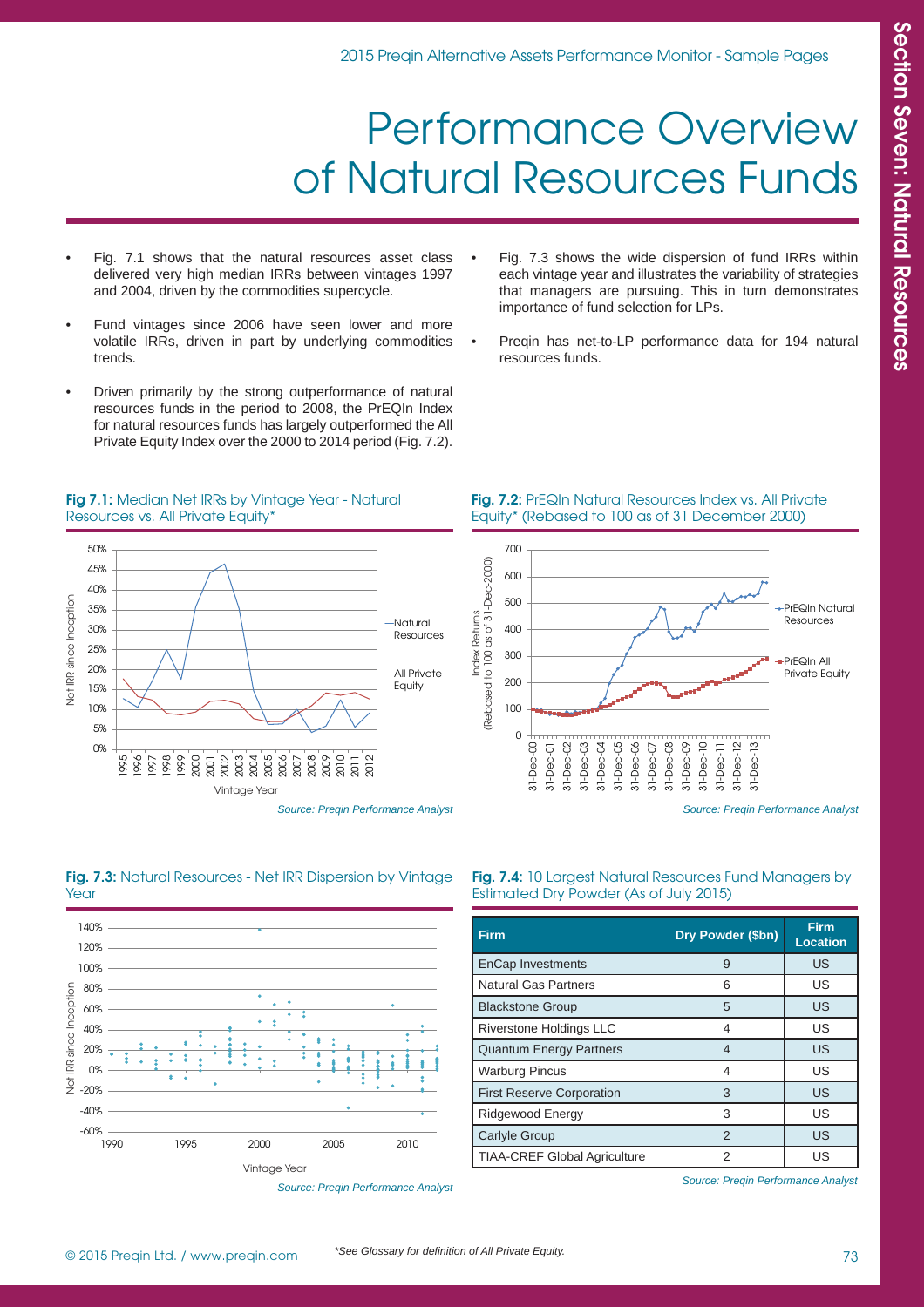# Performance Overview of Natural Resources Funds

- Fig. 7.1 shows that the natural resources asset class delivered very high median IRRs between vintages 1997 and 2004, driven by the commodities supercycle.
- Fund vintages since 2006 have seen lower and more volatile IRRs, driven in part by underlying commodities trends.
- Driven primarily by the strong outperformance of natural resources funds in the period to 2008, the PrEQIn Index for natural resources funds has largely outperformed the All Private Equity Index over the 2000 to 2014 period (Fig. 7.2).
- Fig. 7.3 shows the wide dispersion of fund IRRs within each vintage year and illustrates the variability of strategies that managers are pursuing. This in turn demonstrates importance of fund selection for LPs.
- Preqin has net-to-LP performance data for 194 natural resources funds.

**Fig 7.1:** Median Net IRRs by Vintage Year - Natural Resources vs. All Private Equity*

*Source: Preqin Performance Analyst*

**Fig. 7.2:** PrEQIn Natural Resources Index vs. All Private Equity* (Rebased to 100 as of 31 December 2000)

*Source: Preqin Performance Analyst*

**Fig. 7.3:** Natural Resources - Net IRR Dispersion by Vintage Year

*Source: Preqin Performance Analyst*

**Fig. 7.4:** 10 Largest Natural Resources Fund Managers by Estimated Dry Powder (As of July 2015)

| Firm | Dry Powder ($bn) | Firm Location |
|---|---|---|
| EnCap Investments | 9 | US |
| Natural Gas Partners | 6 | US |
| Blackstone Group | 5 | US |
| Riverstone Holdings LLC | 4 | US |
| Quantum Energy Partners | 4 | US |
| Warburg Pincus | 4 | US |
| First Reserve Corporation | 3 | US |
| Ridgewood Energy | 3 | US |
| Carlyle Group | 2 | US |
| TIAA-CREF Global Agriculture | 2 | US |

*Source: Preqin Performance Analyst*

*See Glossary for definition of All Private Equity.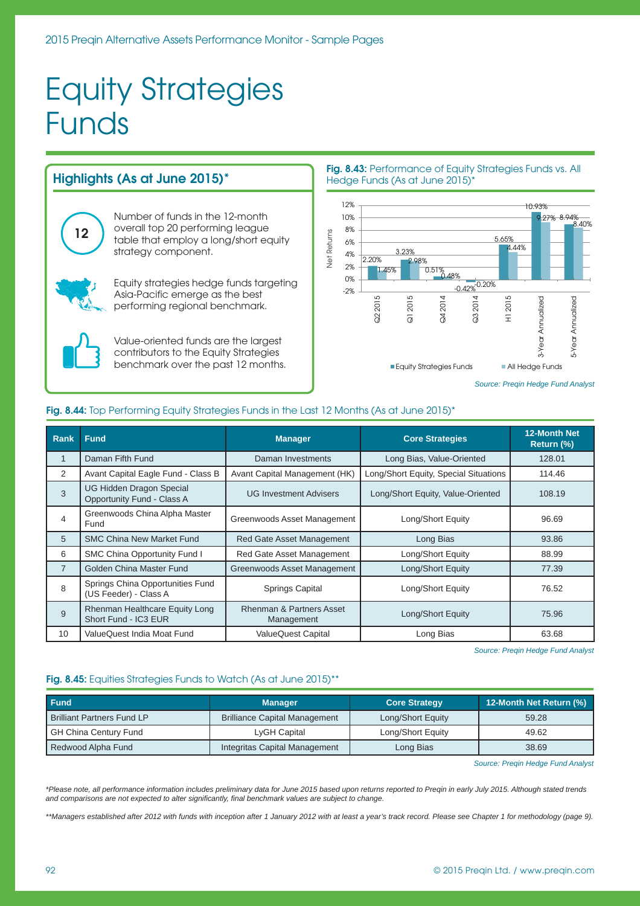# Equity Strategies Funds

## Highlights (As at June 2015)*

**12** — Number of funds in the 12-month overall top 20 performing league table that employ a long/short equity strategy component.

Equity strategies hedge funds targeting Asia-Pacific emerge as the best performing regional benchmark.

Value-oriented funds are the largest contributors to the Equity Strategies benchmark over the past 12 months.

**Fig. 8.43:** Performance of Equity Strategies Funds vs. All Hedge Funds (As at June 2015)*

| Period | Equity Strategies Funds | All Hedge Funds |
|---|---|---|
| Q2 2015 | 2.20% | 1.45% |
| Q1 2015 | 3.23% | 2.98% |
| Q4 2014 | 0.51% | 0.48% |
| Q3 2014 | -0.42% | -0.20% |
| H1 2015 | 5.65% | 4.44% |
| 3-Year Annualized | 10.93% | 9.27% |
| 5-Year Annualized | 8.94% | 8.40% |

Source: Preqin Hedge Fund Analyst

**Fig. 8.44:** Top Performing Equity Strategies Funds in the Last 12 Months (As at June 2015)*

| Rank | Fund | Manager | Core Strategies | 12-Month Net Return (%) |
|---|---|---|---|---|
| 1 | Daman Fifth Fund | Daman Investments | Long Bias, Value-Oriented | 128.01 |
| 2 | Avant Capital Eagle Fund - Class B | Avant Capital Management (HK) | Long/Short Equity, Special Situations | 114.46 |
| 3 | UG Hidden Dragon Special Opportunity Fund - Class A | UG Investment Advisers | Long/Short Equity, Value-Oriented | 108.19 |
| 4 | Greenwoods China Alpha Master Fund | Greenwoods Asset Management | Long/Short Equity | 96.69 |
| 5 | SMC China New Market Fund | Red Gate Asset Management | Long Bias | 93.86 |
| 6 | SMC China Opportunity Fund I | Red Gate Asset Management | Long/Short Equity | 88.99 |
| 7 | Golden China Master Fund | Greenwoods Asset Management | Long/Short Equity | 77.39 |
| 8 | Springs China Opportunities Fund (US Feeder) - Class A | Springs Capital | Long/Short Equity | 76.52 |
| 9 | Rhenman Healthcare Equity Long Short Fund - IC3 EUR | Rhenman & Partners Asset Management | Long/Short Equity | 75.96 |
| 10 | ValueQuest India Moat Fund | ValueQuest Capital | Long Bias | 63.68 |

Source: Preqin Hedge Fund Analyst

**Fig. 8.45:** Equities Strategies Funds to Watch (As at June 2015)**

| Fund | Manager | Core Strategy | 12-Month Net Return (%) |
|---|---|---|---|
| Brilliant Partners Fund LP | Brilliance Capital Management | Long/Short Equity | 59.28 |
| GH China Century Fund | LyGH Capital | Long/Short Equity | 49.62 |
| Redwood Alpha Fund | Integritas Capital Management | Long Bias | 38.69 |

Source: Preqin Hedge Fund Analyst

*Please note, all performance information includes preliminary data for June 2015 based upon returns reported to Preqin in early July 2015. Although stated trends and comparisons are not expected to alter significantly, final benchmark values are subject to change.*

***Managers established after 2012 with funds with inception after 1 January 2012 with at least a year's track record. Please see Chapter 1 for methodology (page 9).*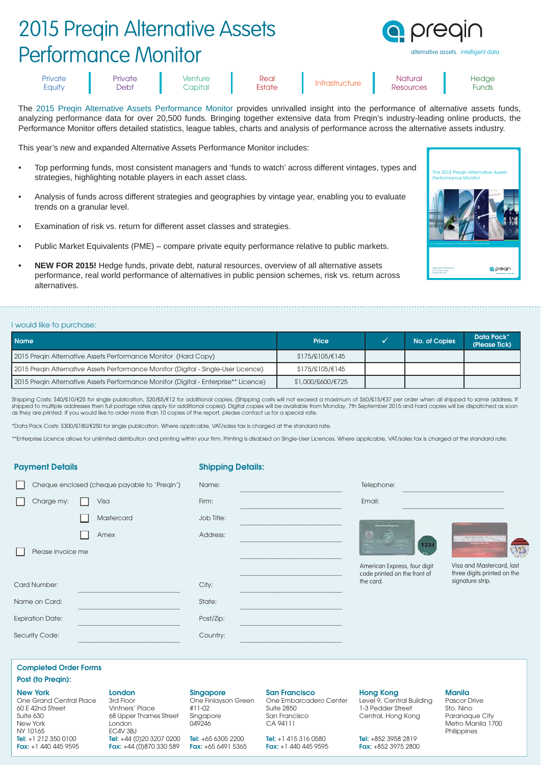# 2015 Preqin Alternative Assets Performance Monitor

preqin
alternative assets. intelligent data.

Private Equity | Private Debt | Venture Capital | Real Estate | Infrastructure | Natural Resources | Hedge Funds

The 2015 Preqin Alternative Assets Performance Monitor provides unrivalled insight into the performance of alternative assets funds, analyzing performance data for over 20,500 funds. Bringing together extensive data from Preqin's industry-leading online products, the Performance Monitor offers detailed statistics, league tables, charts and analysis of performance across the alternative assets industry.

This year's new and expanded Alternative Assets Performance Monitor includes:

- Top performing funds, most consistent managers and 'funds to watch' across different vintages, types and strategies, highlighting notable players in each asset class.
- Analysis of funds across different strategies and geographies by vintage year, enabling you to evaluate trends on a granular level.
- Examination of risk vs. return for different asset classes and strategies.
- Public Market Equivalents (PME) – compare private equity performance relative to public markets.
- **NEW FOR 2015!** Hedge funds, private debt, natural resources, overview of all alternative assets performance, real world performance of alternatives in public pension schemes, risk vs. return across alternatives.

I would like to purchase:

| Name | Price | ✓ | No. of Copies | Data Pack* (Please Tick) |
|---|---|---|---|---|
| 2015 Preqin Alternative Assets Performance Monitor (Hard Copy) | $175/£105/€145 | | | |
| 2015 Preqin Alternative Assets Performance Monitor (Digital - Single-User Licence) | $175/£105/€145 | | | |
| 2015 Preqin Alternative Assets Performance Monitor (Digital - Enterprise** Licence) | $1,000/£600/€725 | | | |

Shipping Costs: $40/£10/€25 for single publication, $20/£5/€12 for additional copies. (Shipping costs will not exceed a maximum of $60/£15/€37 per order when all shipped to same address. If shipped to multiple addresses then full postage rates apply for additional copies). Digital copies will be available from Monday, 7th September 2015 and hard copies will be dispatched as soon as they are printed. If you would like to order more than 10 copies of the report, please contact us for a special rate.

*Data Pack Costs: $300/£180/€250 for single publication. Where applicable, VAT/sales tax is charged at the standard rate.

**Enterprise Licence allows for unlimited distribution and printing within your firm. Printing is disabled on Single-User Licences. Where applicable, VAT/sales tax is charged at the standard rate.

## Payment Details

- ☐ Cheque enclosed (cheque payable to 'Preqin')
- ☐ Charge my: ☐ Visa ☐ Mastercard ☐ Amex
- ☐ Please invoice me

Card Number:

Name on Card:

Expiration Date:

Security Code:

## Shipping Details:

Name:

Firm:

Job Title:

Address:

City:

State:

Post/Zip:

Country:

Telephone:

Email:

American Express, four digit code printed on the front of the card.

Visa and Mastercard, last three digits printed on the signature strip.

## Completed Order Forms

**Post (to Preqin):**

**New York**
One Grand Central Place
60 E 42nd Street
Suite 630
New York
NY 10165
**Tel:** +1 212 350 0100
**Fax:** +1 440 445 9595

**London**
3rd Floor
Vintners' Place
68 Upper Thames Street
London
EC4V 3BJ
**Tel:** +44 (0)20 3207 0200
**Fax:** +44 (0)870 330 589

**Singapore**
One Finlayson Green
#11-02
Singapore
049246
**Tel:** +65 6305 2200
**Fax:** +65 6491 5365

**San Francisco**
One Embarcadero Center
Suite 2850
San Francisco
CA 94111
**Tel:** +1 415 316 0580
**Fax:** +1 440 445 9595

**Hong Kong**
Level 9, Central Building
1-3 Pedder Street
Central, Hong Kong
**Tel:** +852 3958 2819
**Fax:** +852 3975 2800

**Manila**
Pascor Drive
Sto. Nino
Paranaque City
Metro Manila 1700
Philippines